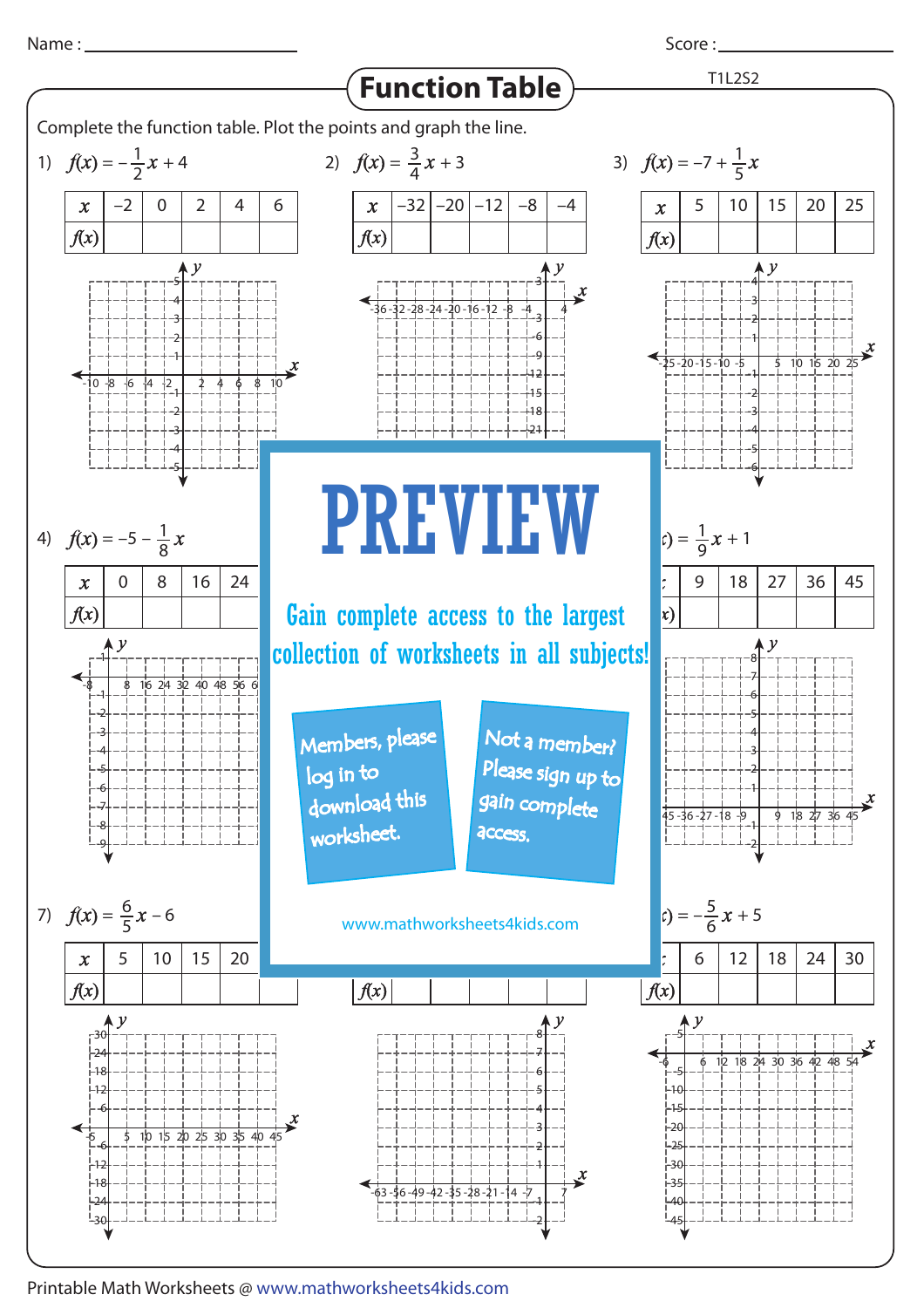Name : ____________________ Score : ____________________

# Function Table

T1L2S2

Complete the function table. Plot the points and graph the line.

1) $f(x) = -\frac{1}{2}x + 4$

| $x$ | −2 | 0 | 2 | 4 | 6 |
|---|---|---|---|---|---|
| $f(x)$ | | | | | |

2) $f(x) = \frac{3}{4}x + 3$

| $x$ | −32 | −20 | −12 | −8 | −4 |
|---|---|---|---|---|---|
| $f(x)$ | | | | | |

3) $f(x) = -7 + \frac{1}{5}x$

| $x$ | 5 | 10 | 15 | 20 | 25 |
|---|---|---|---|---|---|
| $f(x)$ | | | | | |

4) $f(x) = -5 - \frac{1}{8}x$

| $x$ | 0 | 8 | 16 | 24 | |
|---|---|---|---|---|---|
| $f(x)$ | | | | | |

6) $f(x) = \frac{1}{9}x + 1$

| $x$ | 9 | 18 | 27 | 36 | 45 |
|---|---|---|---|---|---|
| $f(x)$ | | | | | |

7) $f(x) = \frac{6}{5}x - 6$

| $x$ | 5 | 10 | 15 | 20 | |
|---|---|---|---|---|---|
| $f(x)$ | | | | | |

8)

| $x$ | | | | | |
|---|---|---|---|---|---|
| $f(x)$ | | | | | |

9) $f(x) = -\frac{5}{6}x + 5$

| $x$ | 6 | 12 | 18 | 24 | 30 |
|---|---|---|---|---|---|
| $f(x)$ | | | | | |

**PREVIEW**

Gain complete access to the largest collection of worksheets in all subjects!

Members, please log in to download this worksheet.

Not a member? Please sign up to gain complete access.

www.mathworksheets4kids.com

Printable Math Worksheets @ www.mathworksheets4kids.com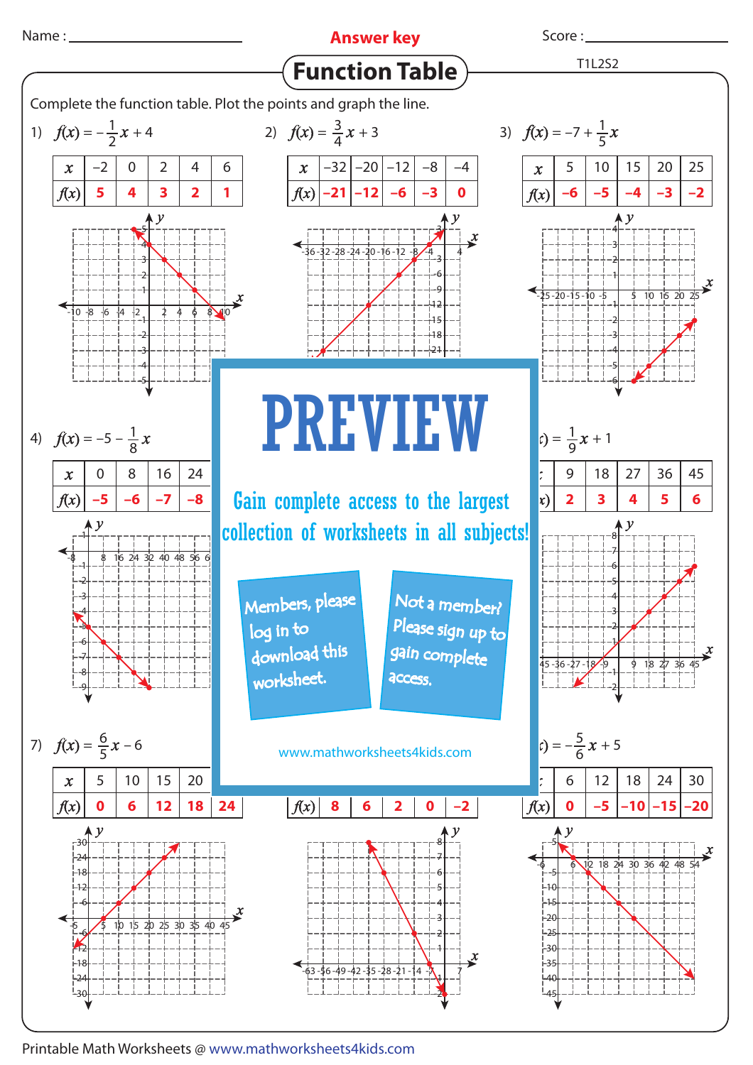Name : ______________________ **Answer key** Score : ______________________

# Function Table

T1L2S2

Complete the function table. Plot the points and graph the line.

1) $f(x) = -\frac{1}{2}x + 4$

| $x$ | −2 | 0 | 2 | 4 | 6 |
|---|---|---|---|---|---|
| $f(x)$ | **5** | **4** | **3** | **2** | **1** |

2) $f(x) = \frac{3}{4}x + 3$

| $x$ | −32 | −20 | −12 | −8 | −4 |
|---|---|---|---|---|---|
| $f(x)$ | **−21** | **−12** | **−6** | **−3** | **0** |

3) $f(x) = -7 + \frac{1}{5}x$

| $x$ | 5 | 10 | 15 | 20 | 25 |
|---|---|---|---|---|---|
| $f(x)$ | **−6** | **−5** | **−4** | **−3** | **−2** |

4) $f(x) = -5 - \frac{1}{8}x$

| $x$ | 0 | 8 | 16 | 24 |
|---|---|---|---|---|
| $f(x)$ | **−5** | **−6** | **−7** | **−8** |

6) $f(x) = \frac{1}{9}x + 1$

| $x$ | 9 | 18 | 27 | 36 | 45 |
|---|---|---|---|---|---|
| $f(x)$ | **2** | **3** | **4** | **5** | **6** |

**PREVIEW**

Gain complete access to the largest collection of worksheets in all subjects!

Members, please log in to download this worksheet.

Not a member? Please sign up to gain complete access.

www.mathworksheets4kids.com

7) $f(x) = \frac{6}{5}x - 6$

| $x$ | 5 | 10 | 15 | 20 |
|---|---|---|---|---|
| $f(x)$ | **0** | **6** | **12** | **18** | **24** |

8)

| | | | | | |
|---|---|---|---|---|---|
| $f(x)$ | **8** | **6** | **2** | **0** | **−2** |

9) $f(x) = -\frac{5}{6}x + 5$

| $x$ | 6 | 12 | 18 | 24 | 30 |
|---|---|---|---|---|---|
| $f(x)$ | **0** | **−5** | **−10** | **−15** | **−20** |

Printable Math Worksheets @ www.mathworksheets4kids.com